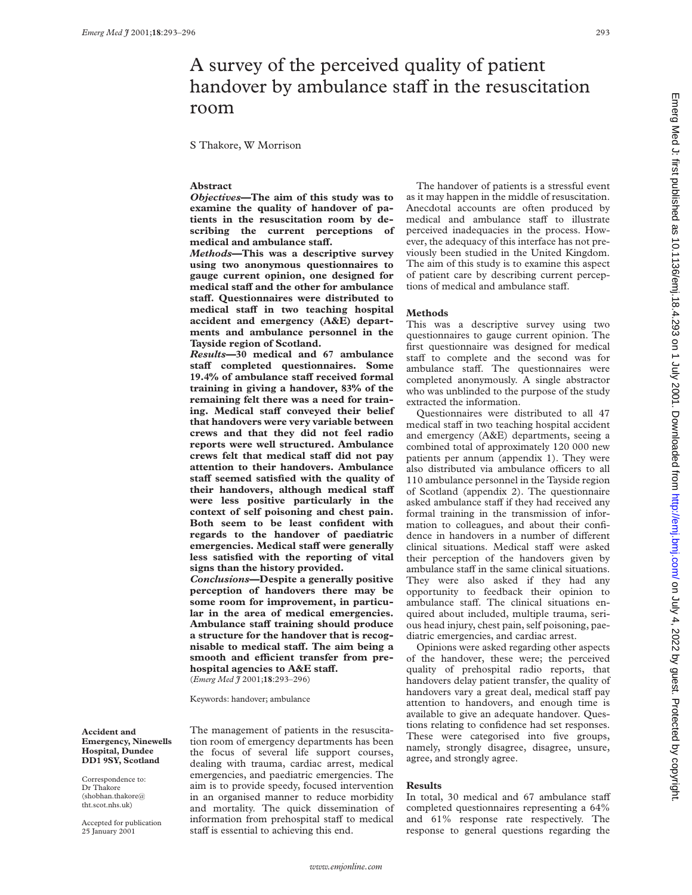# A survey of the perceived quality of patient handover by ambulance staff in the resuscitation room

S Thakore, W Morrison

## Abstract

***Objectives*—The aim of this study was to examine the quality of handover of patients in the resuscitation room by describing the current perceptions of medical and ambulance staff.**

***Methods*—This was a descriptive survey using two anonymous questionnaires to gauge current opinion, one designed for medical staff and the other for ambulance staff. Questionnaires were distributed to medical staff in two teaching hospital accident and emergency (A&E) departments and ambulance personnel in the Tayside region of Scotland.**

***Results*—30 medical and 67 ambulance staff completed questionnaires. Some 19.4% of ambulance staff received formal training in giving a handover, 83% of the remaining felt there was a need for training. Medical staff conveyed their belief that handovers were very variable between crews and that they did not feel radio reports were well structured. Ambulance crews felt that medical staff did not pay attention to their handovers. Ambulance staff seemed satisfied with the quality of their handovers, although medical staff were less positive particularly in the context of self poisoning and chest pain. Both seem to be least confident with regards to the handover of paediatric emergencies. Medical staff were generally less satisfied with the reporting of vital signs than the history provided.**

***Conclusions*—Despite a generally positive perception of handovers there may be some room for improvement, in particular in the area of medical emergencies. Ambulance staff training should produce a structure for the handover that is recognisable to medical staff. The aim being a smooth and efficient transfer from prehospital agencies to A&E staff.**

(*Emerg Med J* 2001;**18**:293–296)

Keywords: handover; ambulance

**Accident and Emergency, Ninewells Hospital, Dundee DD1 9SY, Scotland**

Correspondence to: Dr Thakore (shobhan.thakore@tht.scot.nhs.uk)

Accepted for publication 25 January 2001

The management of patients in the resuscitation room of emergency departments has been the focus of several life support courses, dealing with trauma, cardiac arrest, medical emergencies, and paediatric emergencies. The aim is to provide speedy, focused intervention in an organised manner to reduce morbidity and mortality. The quick dissemination of information from prehospital staff to medical staff is essential to achieving this end.

The handover of patients is a stressful event as it may happen in the middle of resuscitation. Anecdotal accounts are often produced by medical and ambulance staff to illustrate perceived inadequacies in the process. However, the adequacy of this interface has not previously been studied in the United Kingdom. The aim of this study is to examine this aspect of patient care by describing current perceptions of medical and ambulance staff.

## Methods

This was a descriptive survey using two questionnaires to gauge current opinion. The first questionnaire was designed for medical staff to complete and the second was for ambulance staff. The questionnaires were completed anonymously. A single abstractor who was unblinded to the purpose of the study extracted the information.

Questionnaires were distributed to all 47 medical staff in two teaching hospital accident and emergency (A&E) departments, seeing a combined total of approximately 120 000 new patients per annum (appendix 1). They were also distributed via ambulance officers to all 110 ambulance personnel in the Tayside region of Scotland (appendix 2). The questionnaire asked ambulance staff if they had received any formal training in the transmission of information to colleagues, and about their confidence in handovers in a number of different clinical situations. Medical staff were asked their perception of the handovers given by ambulance staff in the same clinical situations. They were also asked if they had any opportunity to feedback their opinion to ambulance staff. The clinical situations enquired about included, multiple trauma, serious head injury, chest pain, self poisoning, paediatric emergencies, and cardiac arrest.

Opinions were asked regarding other aspects of the handover, these were; the perceived quality of prehospital radio reports, that handovers delay patient transfer, the quality of handovers vary a great deal, medical staff pay attention to handovers, and enough time is available to give an adequate handover. Questions relating to confidence had set responses. These were categorised into five groups, namely, strongly disagree, disagree, unsure, agree, and strongly agree.

## Results

In total, 30 medical and 67 ambulance staff completed questionnaires representing a 64% and 61% response rate respectively. The response to general questions regarding the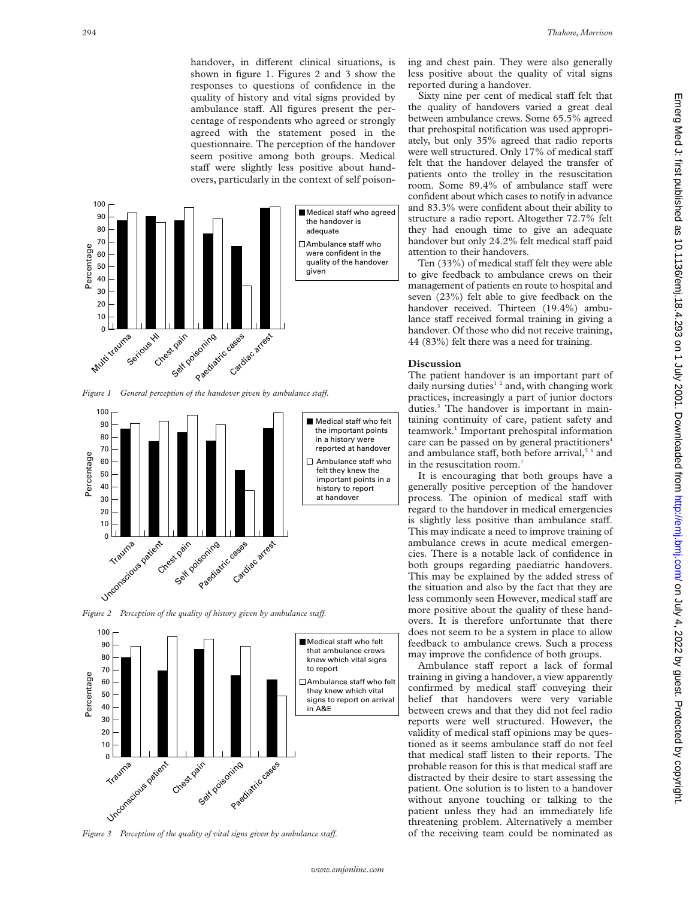handover, in different clinical situations, is shown in figure 1. Figures 2 and 3 show the responses to questions of confidence in the quality of history and vital signs provided by ambulance staff. All figures present the percentage of respondents who agreed or strongly agreed with the statement posed in the questionnaire. The perception of the handover seem positive among both groups. Medical staff were slightly less positive about handovers, particularly in the context of self poisoning and chest pain. They were also generally less positive about the quality of vital signs reported during a handover.

*Figure 1 General perception of the handover given by ambulance staff.*

*Figure 2 Perception of the quality of history given by ambulance staff.*

*Figure 3 Perception of the quality of vital signs given by ambulance staff.*

Sixty nine per cent of medical staff felt that the quality of handovers varied a great deal between ambulance crews. Some 65.5% agreed that prehospital notification was used appropriately, but only 35% agreed that radio reports were well structured. Only 17% of medical staff felt that the handover delayed the transfer of patients onto the trolley in the resuscitation room. Some 89.4% of ambulance staff were confident about which cases to notify in advance and 83.3% were confident about their ability to structure a radio report. Altogether 72.7% felt they had enough time to give an adequate handover but only 24.2% felt medical staff paid attention to their handovers.

Ten (33%) of medical staff felt they were able to give feedback to ambulance crews on their management of patients en route to hospital and seven (23%) felt able to give feedback on the handover received. Thirteen (19.4%) ambulance staff received formal training in giving a handover. Of those who did not receive training, 44 (83%) felt there was a need for training.

## Discussion

The patient handover is an important part of daily nursing duties[1 2] and, with changing work practices, increasingly a part of junior doctors duties.[3] The handover is important in maintaining continuity of care, patient safety and teamwork.[1] Important prehospital information care can be passed on by general practitioners[4] and ambulance staff, both before arrival,[5 6] and in the resuscitation room.[7]

It is encouraging that both groups have a generally positive perception of the handover process. The opinion of medical staff with regard to the handover in medical emergencies is slightly less positive than ambulance staff. This may indicate a need to improve training of ambulance crews in acute medical emergencies. There is a notable lack of confidence in both groups regarding paediatric handovers. This may be explained by the added stress of the situation and also by the fact that they are less commonly seen However, medical staff are more positive about the quality of these handovers. It is therefore unfortunate that there does not seem to be a system in place to allow feedback to ambulance crews. Such a process may improve the confidence of both groups.

Ambulance staff report a lack of formal training in giving a handover, a view apparently confirmed by medical staff conveying their belief that handovers were very variable between crews and that they did not feel radio reports were well structured. However, the validity of medical staff opinions may be questioned as it seems ambulance staff do not feel that medical staff listen to their reports. The probable reason for this is that medical staff are distracted by their desire to start assessing the patient. One solution is to listen to a handover without anyone touching or talking to the patient unless they had an immediately life threatening problem. Alternatively a member of the receiving team could be nominated as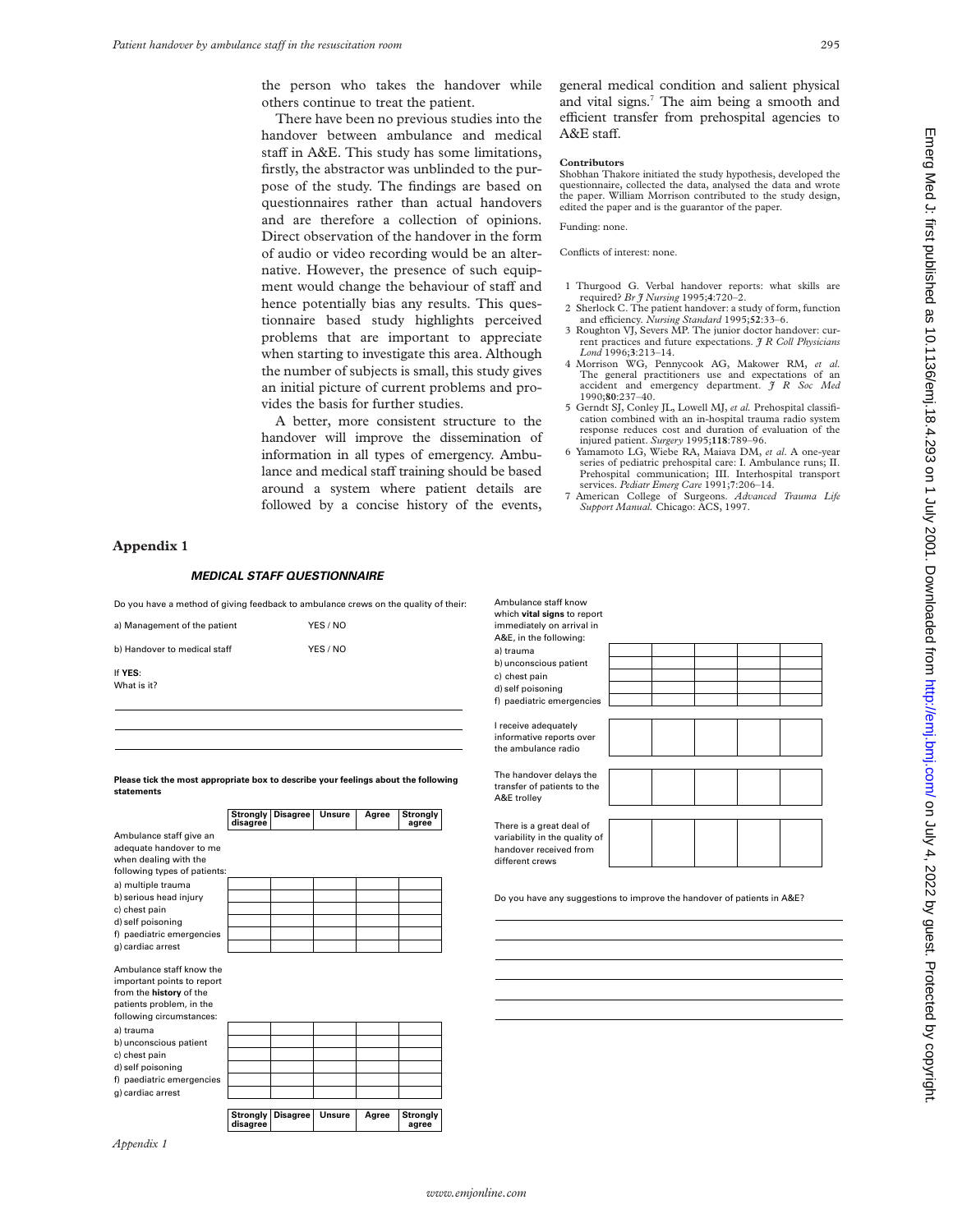the person who takes the handover while others continue to treat the patient.

There have been no previous studies into the handover between ambulance and medical staff in A&E. This study has some limitations, firstly, the abstractor was unblinded to the purpose of the study. The findings are based on questionnaires rather than actual handovers and are therefore a collection of opinions. Direct observation of the handover in the form of audio or video recording would be an alternative. However, the presence of such equipment would change the behaviour of staff and hence potentially bias any results. This questionnaire based study highlights perceived problems that are important to appreciate when starting to investigate this area. Although the number of subjects is small, this study gives an initial picture of current problems and provides the basis for further studies.

A better, more consistent structure to the handover will improve the dissemination of information in all types of emergency. Ambulance and medical staff training should be based around a system where patient details are followed by a concise history of the events, general medical condition and salient physical and vital signs.[7] The aim being a smooth and efficient transfer from prehospital agencies to A&E staff.

**Contributors**

Shobhan Thakore initiated the study hypothesis, developed the questionnaire, collected the data, analysed the data and wrote the paper. William Morrison contributed to the study design, edited the paper and is the guarantor of the paper.

Funding: none.

Conflicts of interest: none.

1 Thurgood G. Verbal handover reports: what skills are required? *Br J Nursing* 1995;**4**:720–2.
2 Sherlock C. The patient handover: a study of form, function and efficiency. *Nursing Standard* 1995;**52**:33–6.
3 Roughton VJ, Severs MP. The junior doctor handover: current practices and future expectations. *J R Coll Physicians Lond* 1996;**3**:213–14.
4 Morrison WG, Pennycook AG, Makower RM, *et al.* The general practitioners use and expectations of an accident and emergency department. *J R Soc Med* 1990;**80**:237–40.
5 Gerndt SJ, Conley JL, Lowell MJ, *et al.* Prehospital classification combined with an in-hospital trauma radio system response reduces cost and duration of evaluation of the injured patient. *Surgery* 1995;**118**:789–96.
6 Yamamoto LG, Wiebe RA, Maiava DM, *et al*. A one-year series of pediatric prehospital care: I. Ambulance runs; II. Prehospital communication; III. Interhospital transport services. *Pediatr Emerg Care* 1991;**7**:206–14.
7 American College of Surgeons. *Advanced Trauma Life Support Manual.* Chicago: ACS, 1997.

## Appendix 1

### *MEDICAL STAFF QUESTIONNAIRE*

Do you have a method of giving feedback to ambulance crews on the quality of their:

a) Management of the patient YES / NO

b) Handover to medical staff YES / NO

If **YES**:
What is it?

______________________________________________

______________________________________________

______________________________________________

**Please tick the most appropriate box to describe your feelings about the following statements**

| | Strongly disagree | Disagree | Unsure | Agree | Strongly agree |
|---|---|---|---|---|---|
| Ambulance staff give an adequate handover to me when dealing with the following types of patients: | | | | | |
| a) multiple trauma | | | | | |
| b) serious head injury | | | | | |
| c) chest pain | | | | | |
| d) self poisoning | | | | | |
| f) paediatric emergencies | | | | | |
| g) cardiac arrest | | | | | |
| Ambulance staff know the important points to report from the **history** of the patients problem, in the following circumstances: | | | | | |
| a) trauma | | | | | |
| b) unconscious patient | | | | | |
| c) chest pain | | | | | |
| d) self poisoning | | | | | |
| f) paediatric emergencies | | | | | |
| g) cardiac arrest | | | | | |
| Ambulance staff know which **vital signs** to report immediately on arrival in A&E, in the following: | | | | | |
| a) trauma | | | | | |
| b) unconscious patient | | | | | |
| c) chest pain | | | | | |
| d) self poisoning | | | | | |
| f) paediatric emergencies | | | | | |
| I receive adequately informative reports over the ambulance radio | | | | | |
| The handover delays the transfer of patients to the A&E trolley | | | | | |
| There is a great deal of variability in the quality of handover received from different crews | | | | | |

Do you have any suggestions to improve the handover of patients in A&E?

______________________________________________

______________________________________________

______________________________________________

______________________________________________

______________________________________________

______________________________________________

*Appendix 1*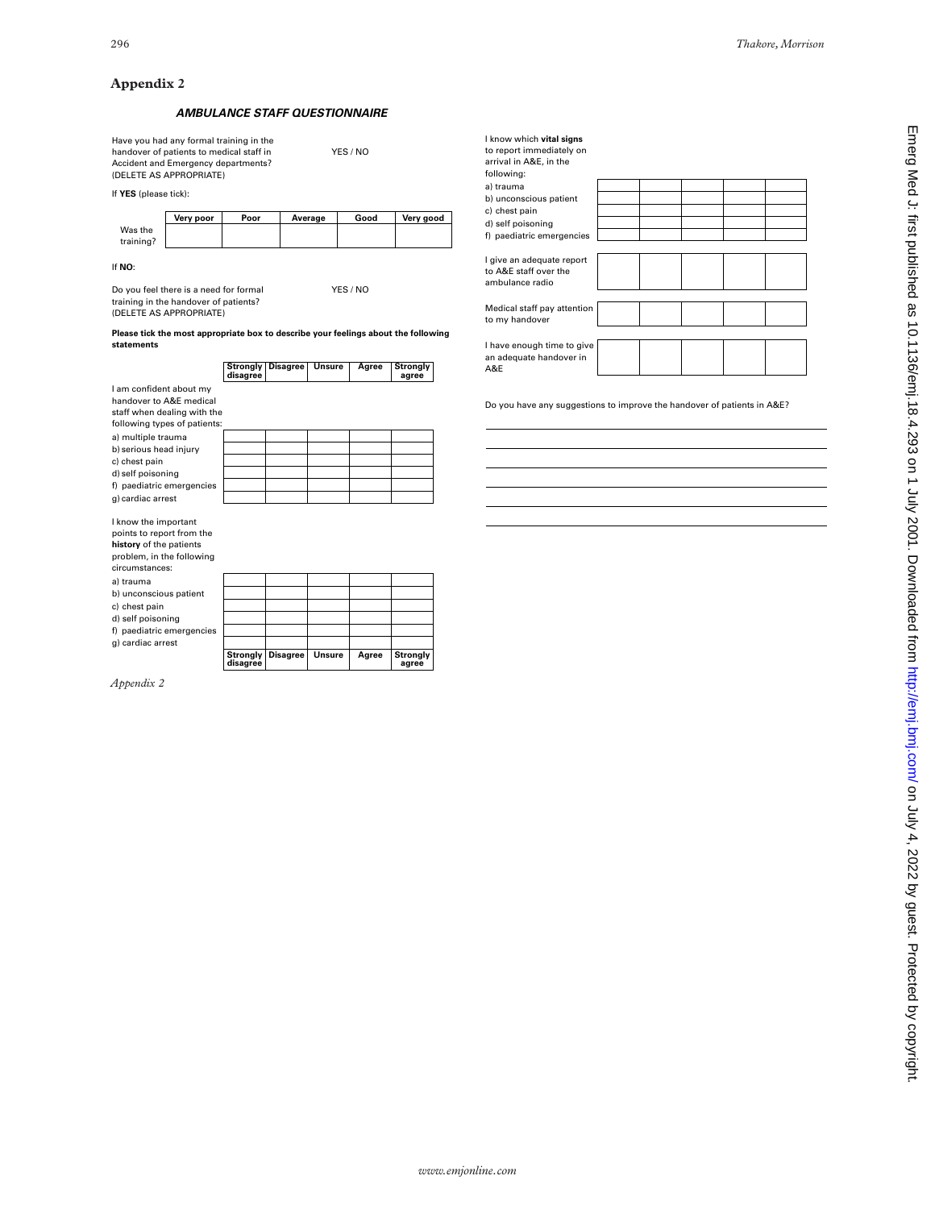## Appendix 2

### AMBULANCE STAFF QUESTIONNAIRE

Have you had any formal training in the handover of patients to medical staff in Accident and Emergency departments? (DELETE AS APPROPRIATE) YES / NO

If **YES** (please tick):

| | Very poor | Poor | Average | Good | Very good |
|---|---|---|---|---|---|
| Was the training? | | | | | |

If **NO**:

Do you feel there is a need for formal training in the handover of patients? (DELETE AS APPROPRIATE) YES / NO

**Please tick the most appropriate box to describe your feelings about the following statements**

| I am confident about my handover to A&E medical staff when dealing with the following types of patients: | Strongly disagree | Disagree | Unsure | Agree | Strongly agree |
|---|---|---|---|---|---|
| a) multiple trauma | | | | | |
| b) serious head injury | | | | | |
| c) chest pain | | | | | |
| d) self poisoning | | | | | |
| f) paediatric emergencies | | | | | |
| g) cardiac arrest | | | | | |

| I know the important points to report from the **history** of the patients problem, in the following circumstances: | Strongly disagree | Disagree | Unsure | Agree | Strongly agree |
|---|---|---|---|---|---|
| a) trauma | | | | | |
| b) unconscious patient | | | | | |
| c) chest pain | | | | | |
| d) self poisoning | | | | | |
| f) paediatric emergencies | | | | | |
| g) cardiac arrest | | | | | |

| I know which **vital signs** to report immediately on arrival in A&E, in the following: | Strongly disagree | Disagree | Unsure | Agree | Strongly agree |
|---|---|---|---|---|---|
| a) trauma | | | | | |
| b) unconscious patient | | | | | |
| c) chest pain | | | | | |
| d) self poisoning | | | | | |
| f) paediatric emergencies | | | | | |

| | Strongly disagree | Disagree | Unsure | Agree | Strongly agree |
|---|---|---|---|---|---|
| I give an adequate report to A&E staff over the ambulance radio | | | | | |
| Medical staff pay attention to my handover | | | | | |
| I have enough time to give an adequate handover in A&E | | | | | |

Do you have any suggestions to improve the handover of patients in A&E?

______________________________________________

______________________________________________

______________________________________________

______________________________________________

______________________________________________

*Appendix 2*